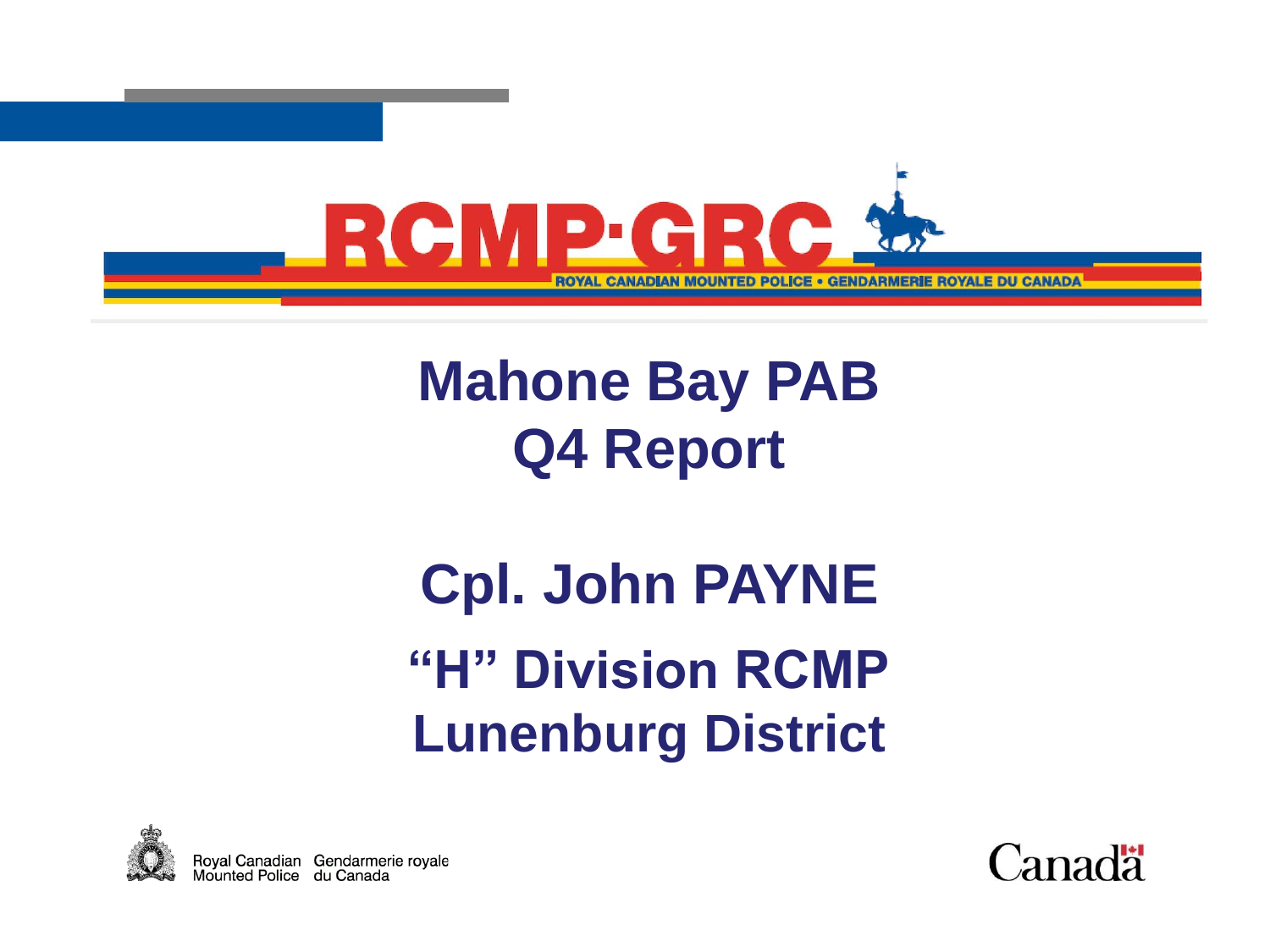RCMP·GRC

ROYAL CANADIAN MOUNTED POLICE • GENDARMERIE ROYALE DU CANADA

# Mahone Bay PAB
# Q4 Report

## Cpl. John PAYNE

## "H" Division RCMP
## Lunenburg District

Royal Canadian Mounted Police  Gendarmerie royale du Canada

Canada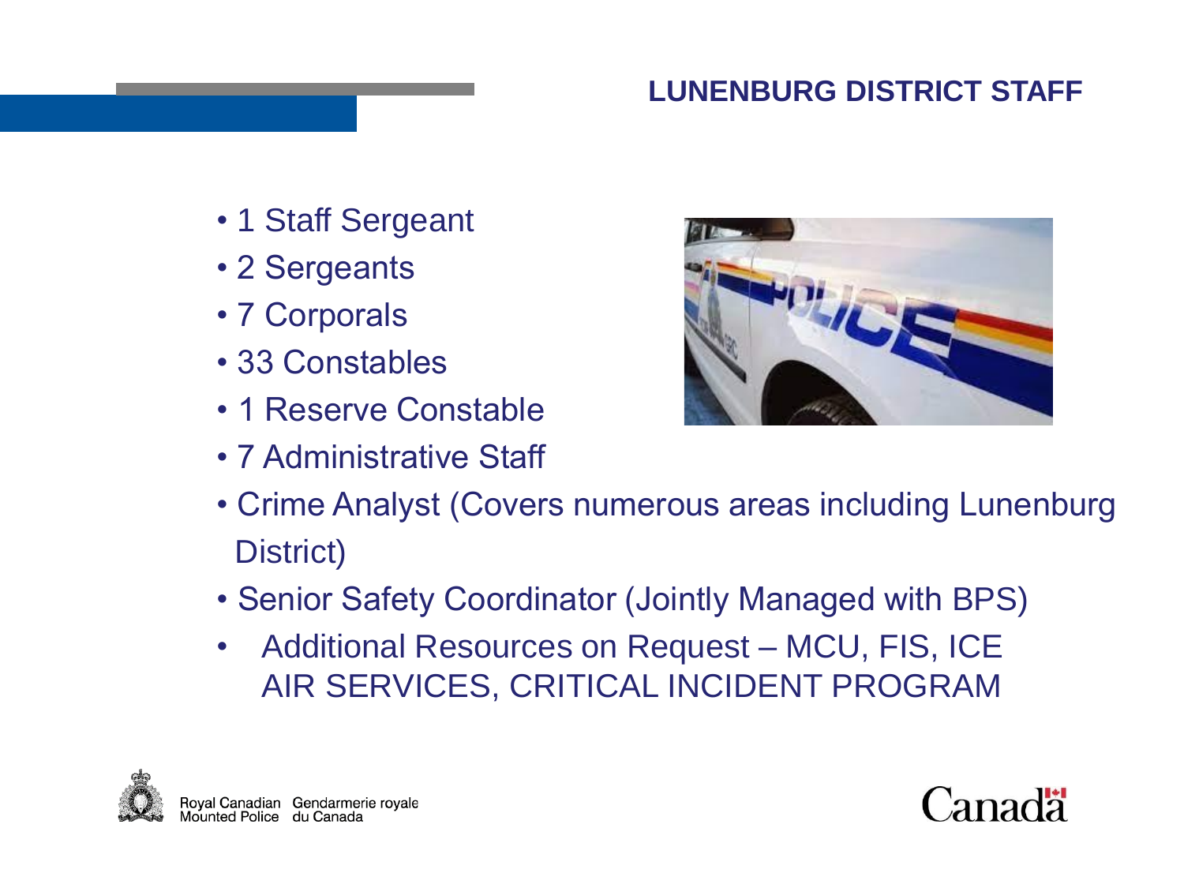## LUNENBURG DISTRICT STAFF

- 1 Staff Sergeant
- 2 Sergeants
- 7 Corporals
- 33 Constables
- 1 Reserve Constable
- 7 Administrative Staff
- Crime Analyst (Covers numerous areas including Lunenburg District)
- Senior Safety Coordinator (Jointly Managed with BPS)
- Additional Resources on Request – MCU, FIS, ICE AIR SERVICES, CRITICAL INCIDENT PROGRAM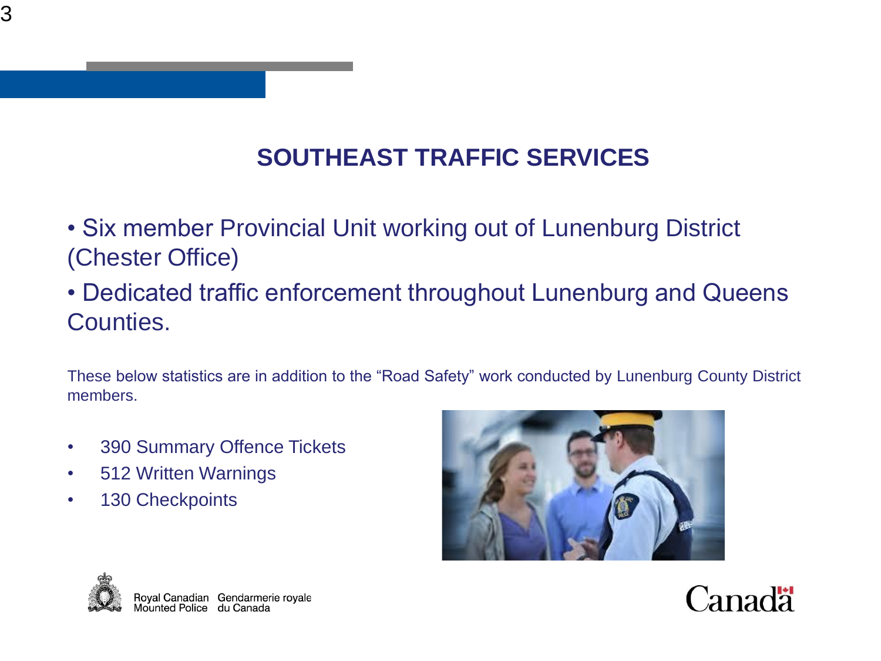# SOUTHEAST TRAFFIC SERVICES

- Six member Provincial Unit working out of Lunenburg District (Chester Office)
- Dedicated traffic enforcement throughout Lunenburg and Queens Counties.

These below statistics are in addition to the "Road Safety" work conducted by Lunenburg County District members.

- 390 Summary Offence Tickets
- 512 Written Warnings
- 130 Checkpoints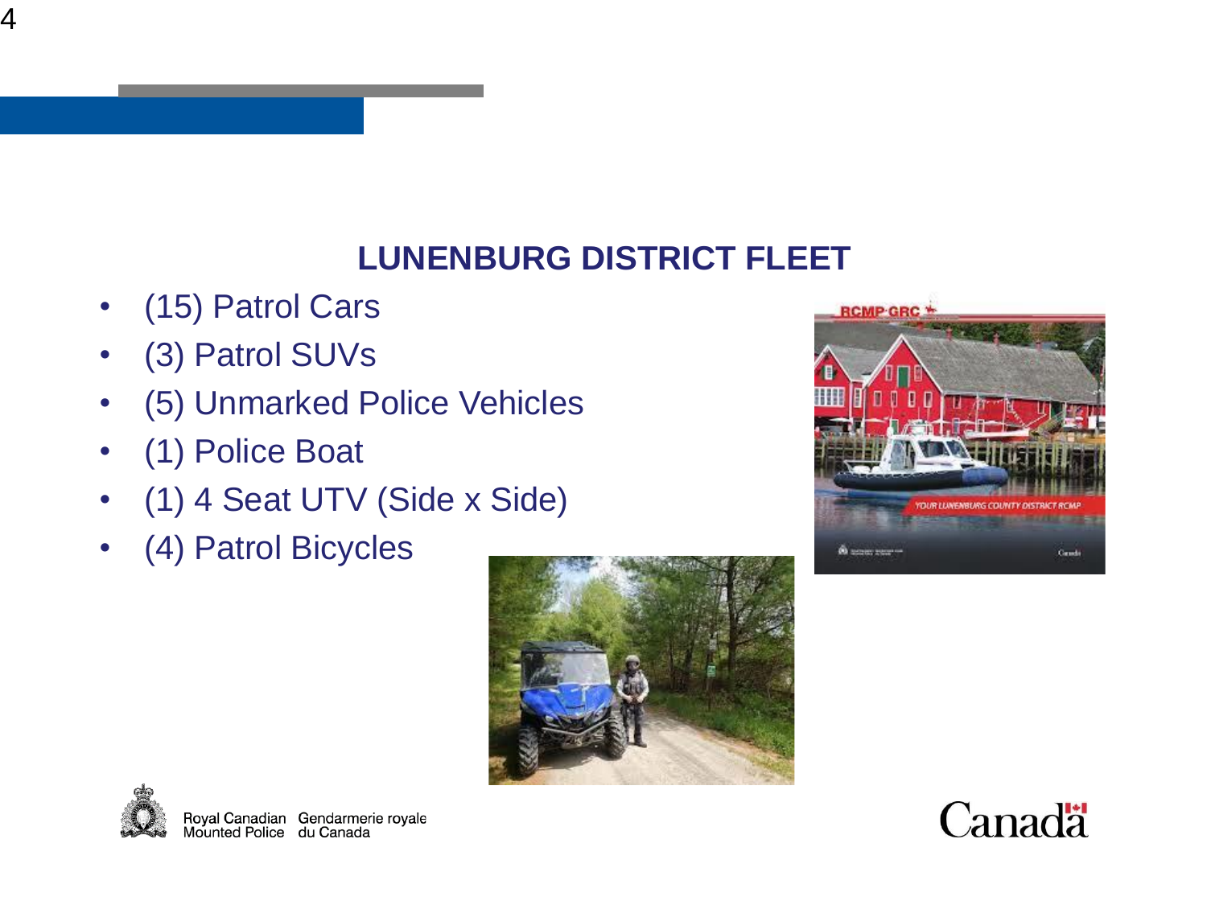## LUNENBURG DISTRICT FLEET

- (15) Patrol Cars
- (3) Patrol SUVs
- (5) Unmarked Police Vehicles
- (1) Police Boat
- (1) 4 Seat UTV (Side x Side)
- (4) Patrol Bicycles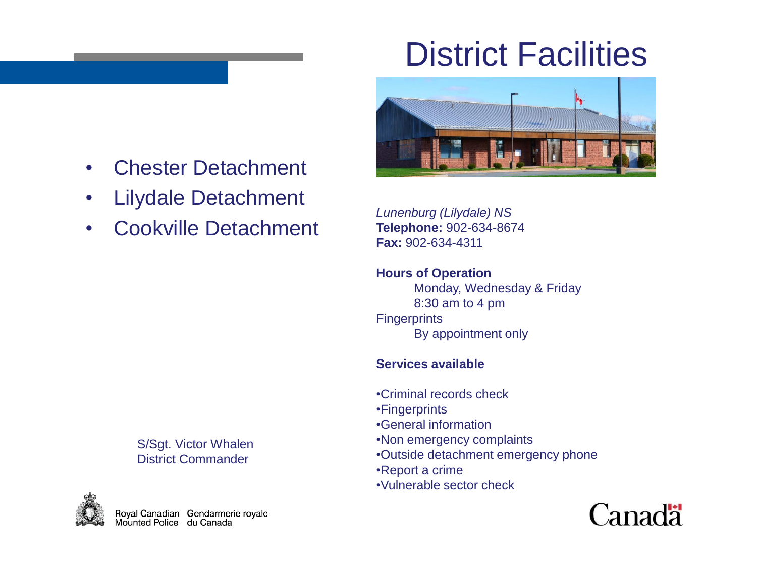# District Facilities

- Chester Detachment
- Lilydale Detachment
- Cookville Detachment

S/Sgt. Victor Whalen
District Commander

*Lunenburg (Lilydale) NS*
**Telephone:** 902-634-8674
**Fax:** 902-634-4311

**Hours of Operation**

Monday, Wednesday & Friday
8:30 am to 4 pm

Fingerprints

By appointment only

**Services available**

- Criminal records check
- Fingerprints
- General information
- Non emergency complaints
- Outside detachment emergency phone
- Report a crime
- Vulnerable sector check

Royal Canadian Mounted Police   Gendarmerie royale du Canada

Canada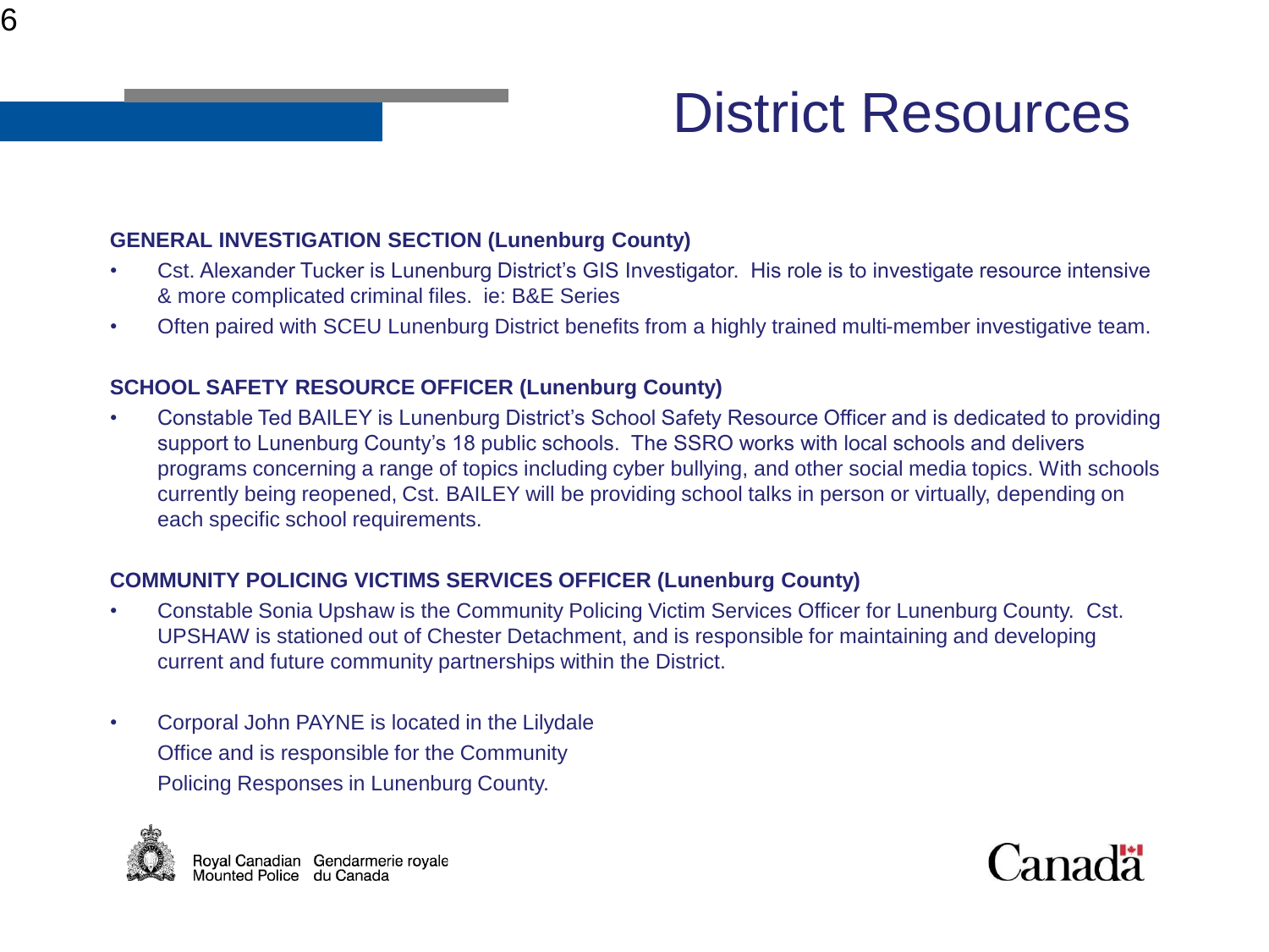# District Resources

**GENERAL INVESTIGATION SECTION (Lunenburg County)**

- Cst. Alexander Tucker is Lunenburg District's GIS Investigator. His role is to investigate resource intensive & more complicated criminal files. ie: B&E Series
- Often paired with SCEU Lunenburg District benefits from a highly trained multi-member investigative team.

**SCHOOL SAFETY RESOURCE OFFICER (Lunenburg County)**

- Constable Ted BAILEY is Lunenburg District's School Safety Resource Officer and is dedicated to providing support to Lunenburg County's 18 public schools. The SSRO works with local schools and delivers programs concerning a range of topics including cyber bullying, and other social media topics. With schools currently being reopened, Cst. BAILEY will be providing school talks in person or virtually, depending on each specific school requirements.

**COMMUNITY POLICING VICTIMS SERVICES OFFICER (Lunenburg County)**

- Constable Sonia Upshaw is the Community Policing Victim Services Officer for Lunenburg County. Cst. UPSHAW is stationed out of Chester Detachment, and is responsible for maintaining and developing current and future community partnerships within the District.

- Corporal John PAYNE is located in the Lilydale Office and is responsible for the Community Policing Responses in Lunenburg County.

Royal Canadian Mounted Police Gendarmerie royale du Canada

Canada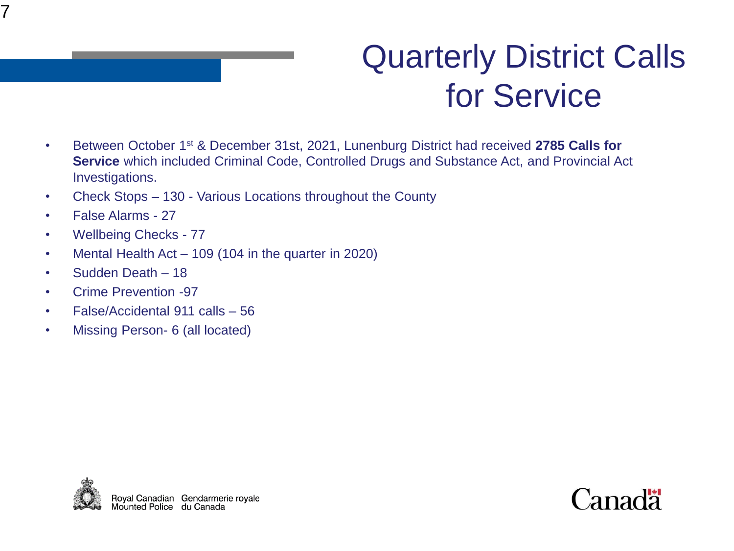# Quarterly District Calls for Service

- Between October 1st & December 31st, 2021, Lunenburg District had received **2785 Calls for Service** which included Criminal Code, Controlled Drugs and Substance Act, and Provincial Act Investigations.
- Check Stops – 130 - Various Locations throughout the County
- False Alarms - 27
- Wellbeing Checks - 77
- Mental Health Act – 109 (104 in the quarter in 2020)
- Sudden Death – 18
- Crime Prevention -97
- False/Accidental 911 calls – 56
- Missing Person- 6 (all located)

Royal Canadian Mounted Police Gendarmerie royale du Canada

Canada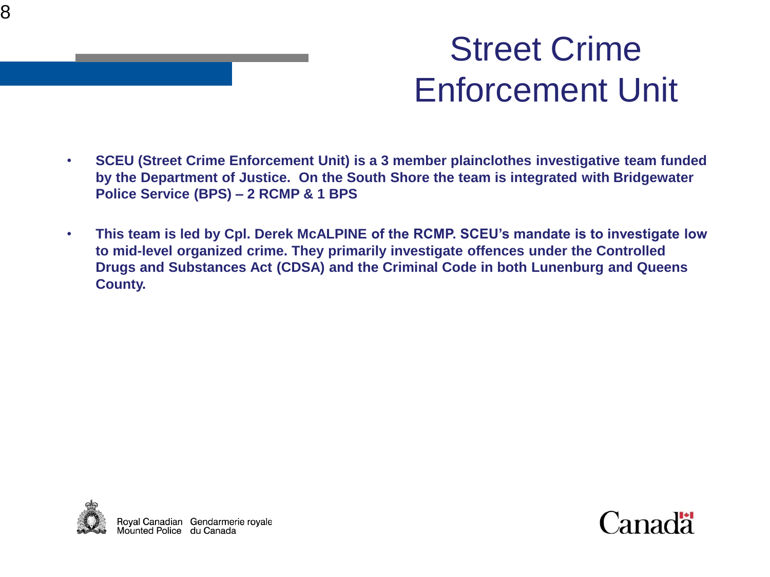# Street Crime Enforcement Unit

- **SCEU (Street Crime Enforcement Unit) is a 3 member plainclothes investigative team funded by the Department of Justice. On the South Shore the team is integrated with Bridgewater Police Service (BPS) – 2 RCMP & 1 BPS**

- **This team is led by Cpl. Derek McALPINE of the RCMP. SCEU's mandate is to investigate low to mid-level organized crime. They primarily investigate offences under the Controlled Drugs and Substances Act (CDSA) and the Criminal Code in both Lunenburg and Queens County.**

Royal Canadian Mounted Police   Gendarmerie royale du Canada

Canada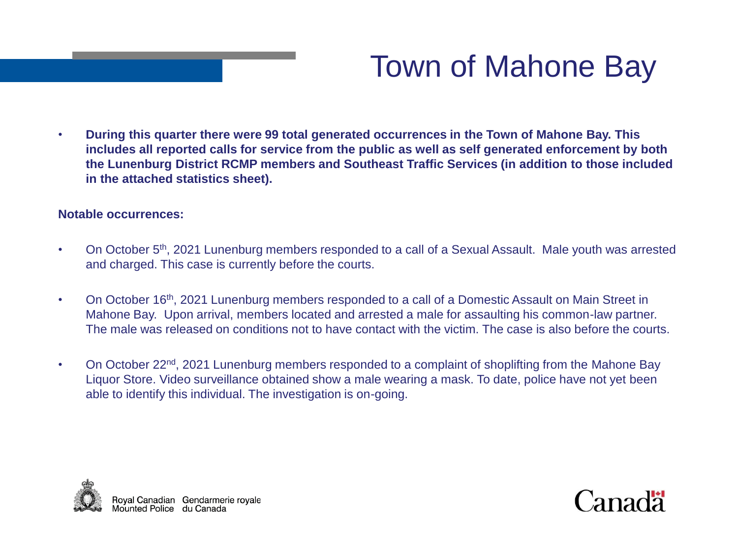# Town of Mahone Bay

- **During this quarter there were 99 total generated occurrences in the Town of Mahone Bay. This includes all reported calls for service from the public as well as self generated enforcement by both the Lunenburg District RCMP members and Southeast Traffic Services (in addition to those included in the attached statistics sheet).**

**Notable occurrences:**

- On October 5th, 2021 Lunenburg members responded to a call of a Sexual Assault. Male youth was arrested and charged. This case is currently before the courts.
- On October 16th, 2021 Lunenburg members responded to a call of a Domestic Assault on Main Street in Mahone Bay. Upon arrival, members located and arrested a male for assaulting his common-law partner. The male was released on conditions not to have contact with the victim. The case is also before the courts.
- On October 22nd, 2021 Lunenburg members responded to a complaint of shoplifting from the Mahone Bay Liquor Store. Video surveillance obtained show a male wearing a mask. To date, police have not yet been able to identify this individual. The investigation is on-going.

Royal Canadian Mounted Police Gendarmerie royale du Canada

Canada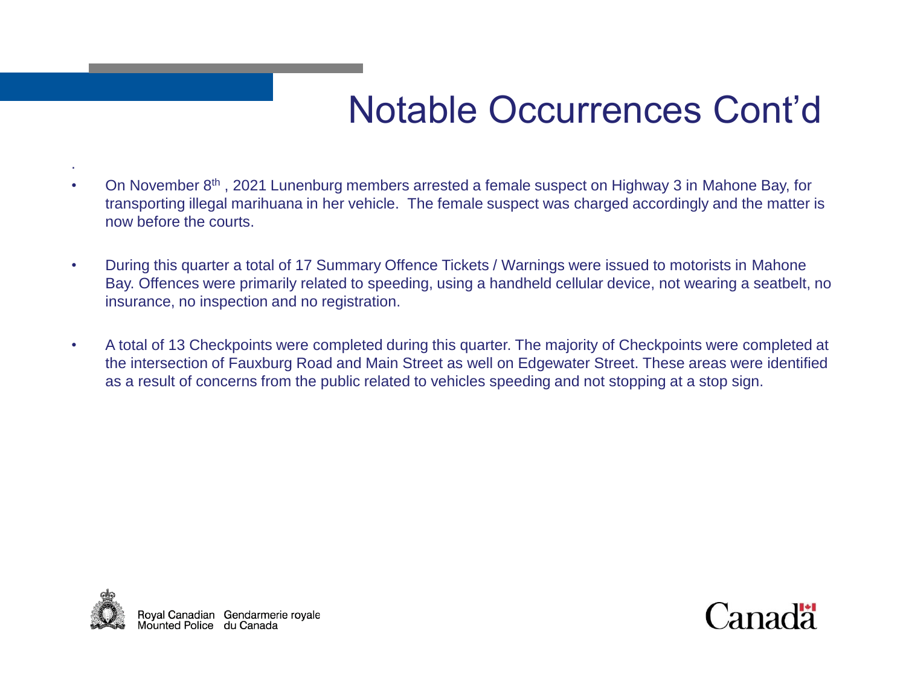# Notable Occurrences Cont'd

- On November 8th , 2021 Lunenburg members arrested a female suspect on Highway 3 in Mahone Bay, for transporting illegal marihuana in her vehicle. The female suspect was charged accordingly and the matter is now before the courts.

- During this quarter a total of 17 Summary Offence Tickets / Warnings were issued to motorists in Mahone Bay. Offences were primarily related to speeding, using a handheld cellular device, not wearing a seatbelt, no insurance, no inspection and no registration.

- A total of 13 Checkpoints were completed during this quarter. The majority of Checkpoints were completed at the intersection of Fauxburg Road and Main Street as well on Edgewater Street. These areas were identified as a result of concerns from the public related to vehicles speeding and not stopping at a stop sign.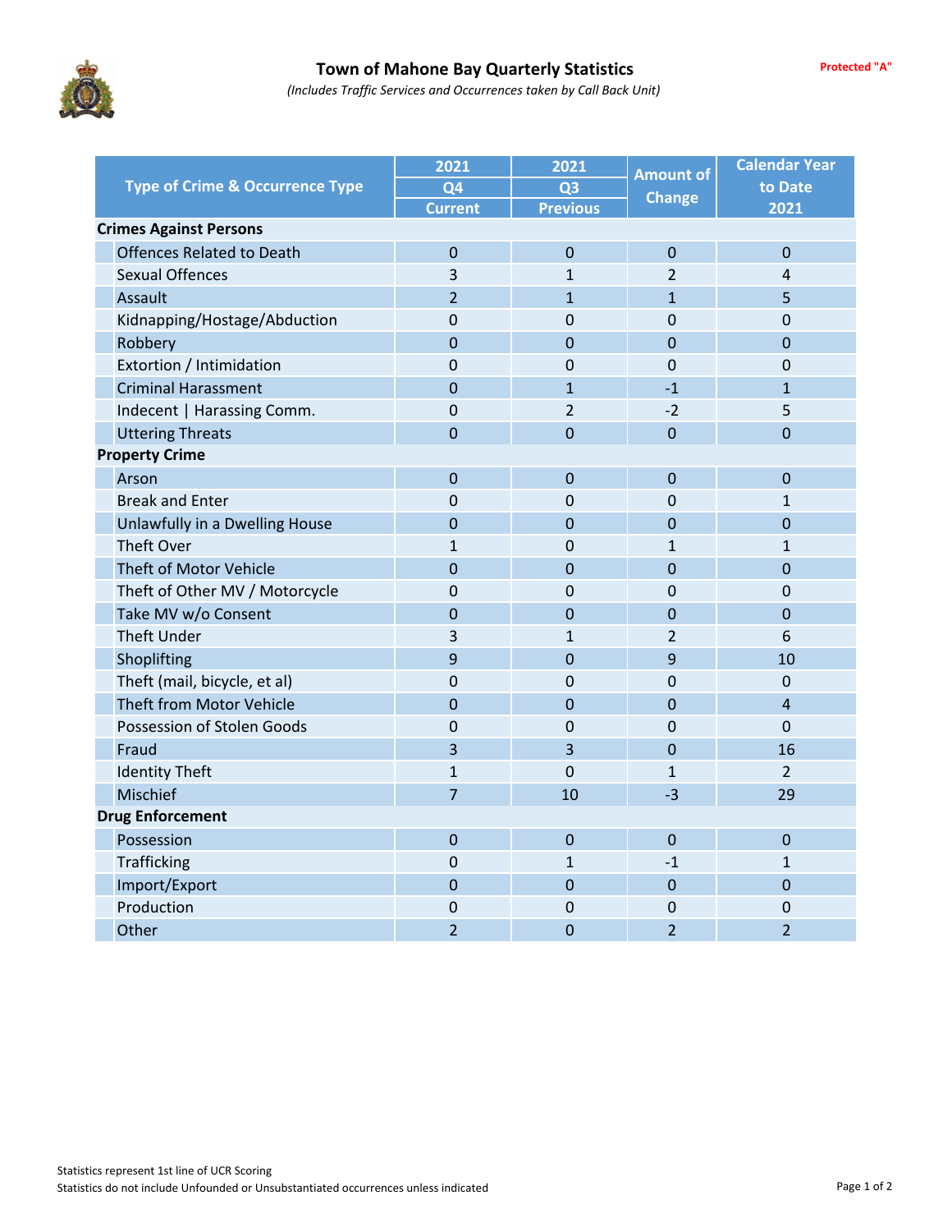# Town of Mahone Bay Quarterly Statistics

*(Includes Traffic Services and Occurrences taken by Call Back Unit)*

Protected "A"

| Type of Crime & Occurrence Type | 2021 Q4 Current | 2021 Q3 Previous | Amount of Change | Calendar Year to Date 2021 |
|---|---|---|---|---|
| **Crimes Against Persons** | | | | |
| Offences Related to Death | 0 | 0 | 0 | 0 |
| Sexual Offences | 3 | 1 | 2 | 4 |
| Assault | 2 | 1 | 1 | 5 |
| Kidnapping/Hostage/Abduction | 0 | 0 | 0 | 0 |
| Robbery | 0 | 0 | 0 | 0 |
| Extortion / Intimidation | 0 | 0 | 0 | 0 |
| Criminal Harassment | 0 | 1 | -1 | 1 |
| Indecent \| Harassing Comm. | 0 | 2 | -2 | 5 |
| Uttering Threats | 0 | 0 | 0 | 0 |
| **Property Crime** | | | | |
| Arson | 0 | 0 | 0 | 0 |
| Break and Enter | 0 | 0 | 0 | 1 |
| Unlawfully in a Dwelling House | 0 | 0 | 0 | 0 |
| Theft Over | 1 | 0 | 1 | 1 |
| Theft of Motor Vehicle | 0 | 0 | 0 | 0 |
| Theft of Other MV / Motorcycle | 0 | 0 | 0 | 0 |
| Take MV w/o Consent | 0 | 0 | 0 | 0 |
| Theft Under | 3 | 1 | 2 | 6 |
| Shoplifting | 9 | 0 | 9 | 10 |
| Theft (mail, bicycle, et al) | 0 | 0 | 0 | 0 |
| Theft from Motor Vehicle | 0 | 0 | 0 | 4 |
| Possession of Stolen Goods | 0 | 0 | 0 | 0 |
| Fraud | 3 | 3 | 0 | 16 |
| Identity Theft | 1 | 0 | 1 | 2 |
| Mischief | 7 | 10 | -3 | 29 |
| **Drug Enforcement** | | | | |
| Possession | 0 | 0 | 0 | 0 |
| Trafficking | 0 | 1 | -1 | 1 |
| Import/Export | 0 | 0 | 0 | 0 |
| Production | 0 | 0 | 0 | 0 |
| Other | 2 | 0 | 2 | 2 |

Statistics represent 1st line of UCR Scoring

Statistics do not include Unfounded or Unsubstantiated occurrences unless indicated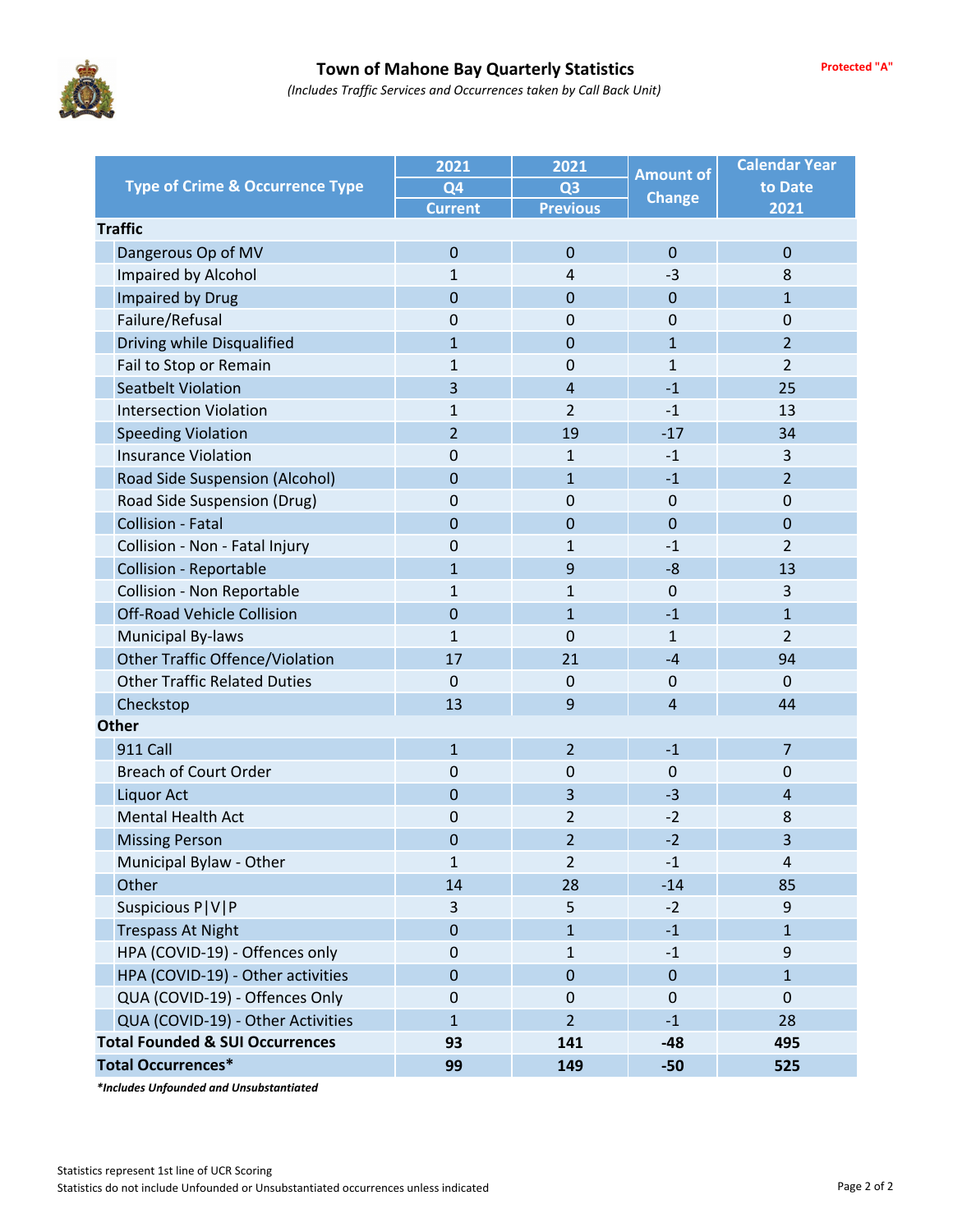# Town of Mahone Bay Quarterly Statistics

*(Includes Traffic Services and Occurrences taken by Call Back Unit)*

Protected "A"

| Type of Crime & Occurrence Type | 2021 Q4 Current | 2021 Q3 Previous | Amount of Change | Calendar Year to Date 2021 |
|---|---|---|---|---|
| **Traffic** | | | | |
| Dangerous Op of MV | 0 | 0 | 0 | 0 |
| Impaired by Alcohol | 1 | 4 | -3 | 8 |
| Impaired by Drug | 0 | 0 | 0 | 1 |
| Failure/Refusal | 0 | 0 | 0 | 0 |
| Driving while Disqualified | 1 | 0 | 1 | 2 |
| Fail to Stop or Remain | 1 | 0 | 1 | 2 |
| Seatbelt Violation | 3 | 4 | -1 | 25 |
| Intersection Violation | 1 | 2 | -1 | 13 |
| Speeding Violation | 2 | 19 | -17 | 34 |
| Insurance Violation | 0 | 1 | -1 | 3 |
| Road Side Suspension (Alcohol) | 0 | 1 | -1 | 2 |
| Road Side Suspension (Drug) | 0 | 0 | 0 | 0 |
| Collision - Fatal | 0 | 0 | 0 | 0 |
| Collision - Non - Fatal Injury | 0 | 1 | -1 | 2 |
| Collision - Reportable | 1 | 9 | -8 | 13 |
| Collision - Non Reportable | 1 | 1 | 0 | 3 |
| Off-Road Vehicle Collision | 0 | 1 | -1 | 1 |
| Municipal By-laws | 1 | 0 | 1 | 2 |
| Other Traffic Offence/Violation | 17 | 21 | -4 | 94 |
| Other Traffic Related Duties | 0 | 0 | 0 | 0 |
| Checkstop | 13 | 9 | 4 | 44 |
| **Other** | | | | |
| 911 Call | 1 | 2 | -1 | 7 |
| Breach of Court Order | 0 | 0 | 0 | 0 |
| Liquor Act | 0 | 3 | -3 | 4 |
| Mental Health Act | 0 | 2 | -2 | 8 |
| Missing Person | 0 | 2 | -2 | 3 |
| Municipal Bylaw - Other | 1 | 2 | -1 | 4 |
| Other | 14 | 28 | -14 | 85 |
| Suspicious P\|V\|P | 3 | 5 | -2 | 9 |
| Trespass At Night | 0 | 1 | -1 | 1 |
| HPA (COVID-19) - Offences only | 0 | 1 | -1 | 9 |
| HPA (COVID-19) - Other activities | 0 | 0 | 0 | 1 |
| QUA (COVID-19) - Offences Only | 0 | 0 | 0 | 0 |
| QUA (COVID-19) - Other Activities | 1 | 2 | -1 | 28 |
| **Total Founded & SUI Occurrences** | **93** | **141** | **-48** | **495** |
| **Total Occurrences*** | **99** | **149** | **-50** | **525** |

***Includes Unfounded and Unsubstantiated***

Statistics represent 1st line of UCR Scoring

Statistics do not include Unfounded or Unsubstantiated occurrences unless indicated